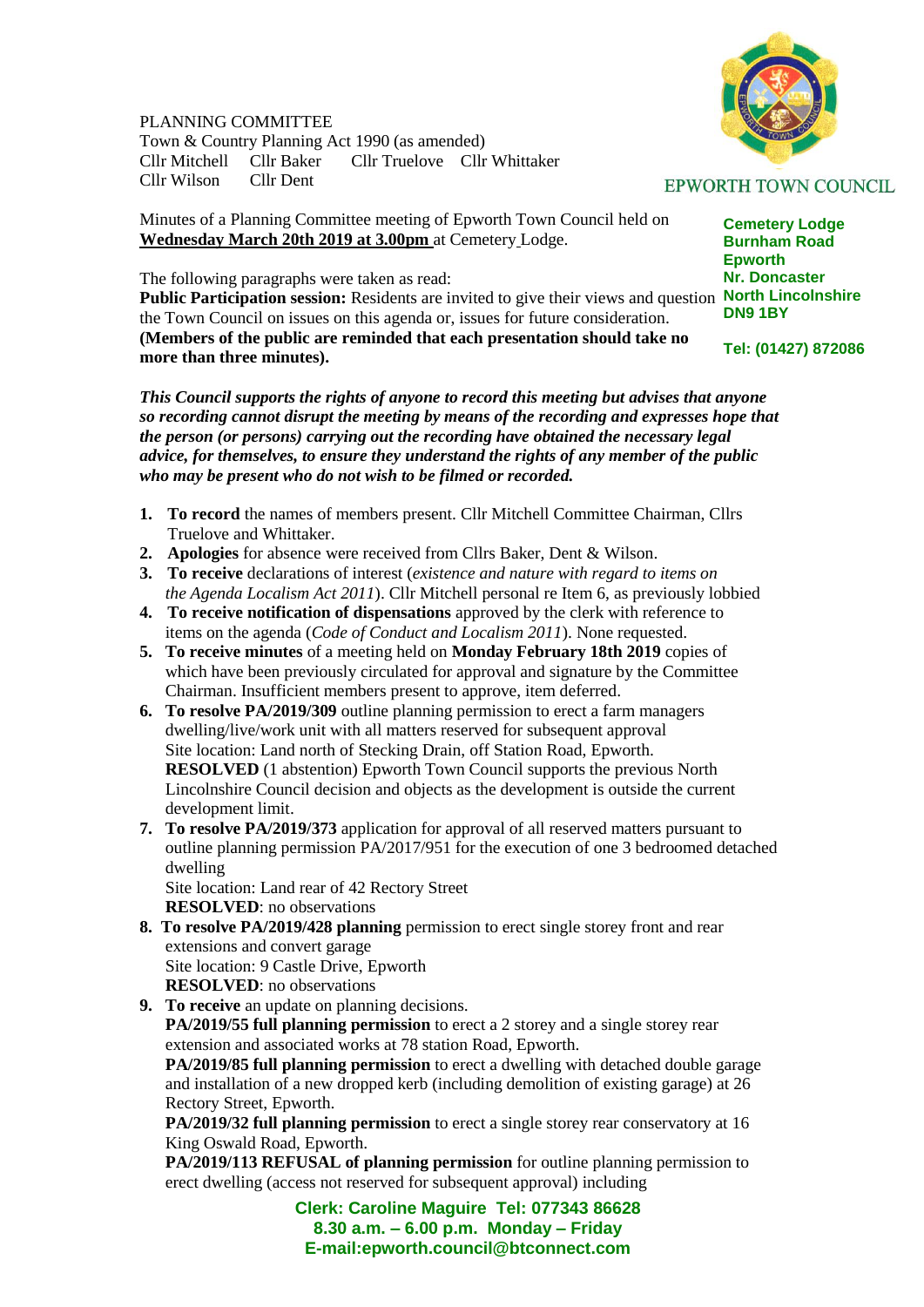PLANNING COMMITTEE
Town & Country Planning Act 1990 (as amended)
Cllr Mitchell Cllr Baker Cllr Truelove Cllr Whittaker
Cllr Wilson Cllr Dent

EPWORTH TOWN COUNCIL

Cemetery Lodge
Burnham Road
Epworth
Nr. Doncaster
North Lincolnshire
DN9 1BY

Tel: (01427) 872086

Minutes of a Planning Committee meeting of Epworth Town Council held on **Wednesday March 20th 2019 at 3.00pm** at Cemetery Lodge.

The following paragraphs were taken as read:
**Public Participation session:** Residents are invited to give their views and question the Town Council on issues on this agenda or, issues for future consideration.
**(Members of the public are reminded that each presentation should take no more than three minutes).**

***This Council supports the rights of anyone to record this meeting but advises that anyone so recording cannot disrupt the meeting by means of the recording and expresses hope that the person (or persons) carrying out the recording have obtained the necessary legal advice, for themselves, to ensure they understand the rights of any member of the public who may be present who do not wish to be filmed or recorded.***

1. **To record** the names of members present. Cllr Mitchell Committee Chairman, Cllrs Truelove and Whittaker.
2. **Apologies** for absence were received from Cllrs Baker, Dent & Wilson.
3. **To receive** declarations of interest (*existence and nature with regard to items on the Agenda Localism Act 2011*). Cllr Mitchell personal re Item 6, as previously lobbied
4. **To receive notification of dispensations** approved by the clerk with reference to items on the agenda (*Code of Conduct and Localism 2011*). None requested.
5. **To receive minutes** of a meeting held on **Monday February 18th 2019** copies of which have been previously circulated for approval and signature by the Committee Chairman. Insufficient members present to approve, item deferred.
6. **To resolve PA/2019/309** outline planning permission to erect a farm managers dwelling/live/work unit with all matters reserved for subsequent approval
   Site location: Land north of Stecking Drain, off Station Road, Epworth.
   **RESOLVED** (1 abstention) Epworth Town Council supports the previous North Lincolnshire Council decision and objects as the development is outside the current development limit.
7. **To resolve PA/2019/373** application for approval of all reserved matters pursuant to outline planning permission PA/2017/951 for the execution of one 3 bedroomed detached dwelling
   Site location: Land rear of 42 Rectory Street
   **RESOLVED**: no observations
8. **To resolve PA/2019/428 planning** permission to erect single storey front and rear extensions and convert garage
   Site location: 9 Castle Drive, Epworth
   **RESOLVED**: no observations
9. **To receive** an update on planning decisions.
   **PA/2019/55 full planning permission** to erect a 2 storey and a single storey rear extension and associated works at 78 station Road, Epworth.
   **PA/2019/85 full planning permission** to erect a dwelling with detached double garage and installation of a new dropped kerb (including demolition of existing garage) at 26 Rectory Street, Epworth.
   **PA/2019/32 full planning permission** to erect a single storey rear conservatory at 16 King Oswald Road, Epworth.
   **PA/2019/113 REFUSAL of planning permission** for outline planning permission to erect dwelling (access not reserved for subsequent approval) including

**Clerk: Caroline Maguire Tel: 077343 86628**
**8.30 a.m. – 6.00 p.m. Monday – Friday**
**E-mail:epworth.council@btconnect.com**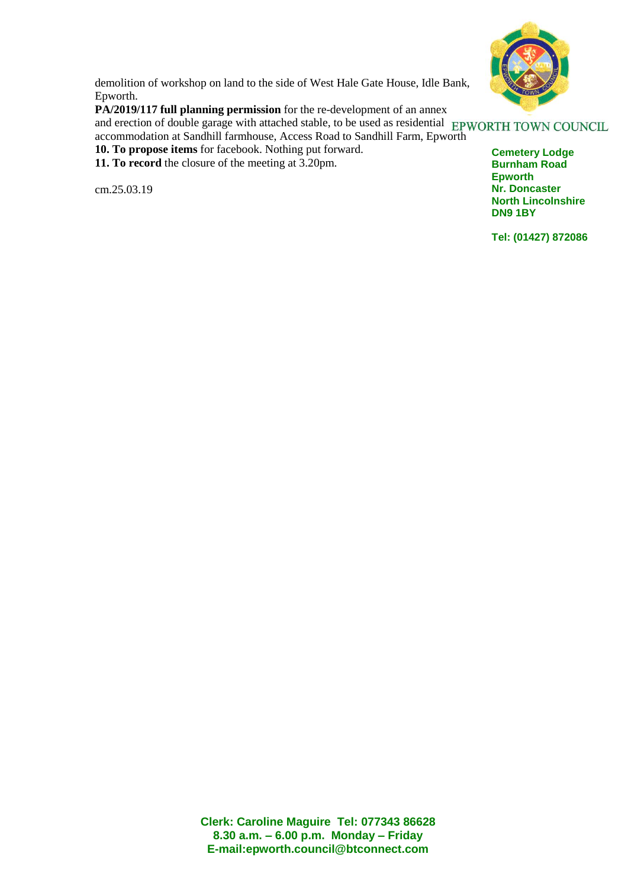demolition of workshop on land to the side of West Hale Gate House, Idle Bank, Epworth.

**PA/2019/117 full planning permission** for the re-development of an annex and erection of double garage with attached stable, to be used as residential accommodation at Sandhill farmhouse, Access Road to Sandhill Farm, Epworth

**10. To propose items** for facebook. Nothing put forward.

**11. To record** the closure of the meeting at 3.20pm.

cm.25.03.19

EPWORTH TOWN COUNCIL

**Cemetery Lodge**
**Burnham Road**
**Epworth**
**Nr. Doncaster**
**North Lincolnshire**
**DN9 1BY**

**Tel: (01427) 872086**

**Clerk: Caroline Maguire Tel: 077343 86628**
**8.30 a.m. – 6.00 p.m. Monday – Friday**
**E-mail:epworth.council@btconnect.com**